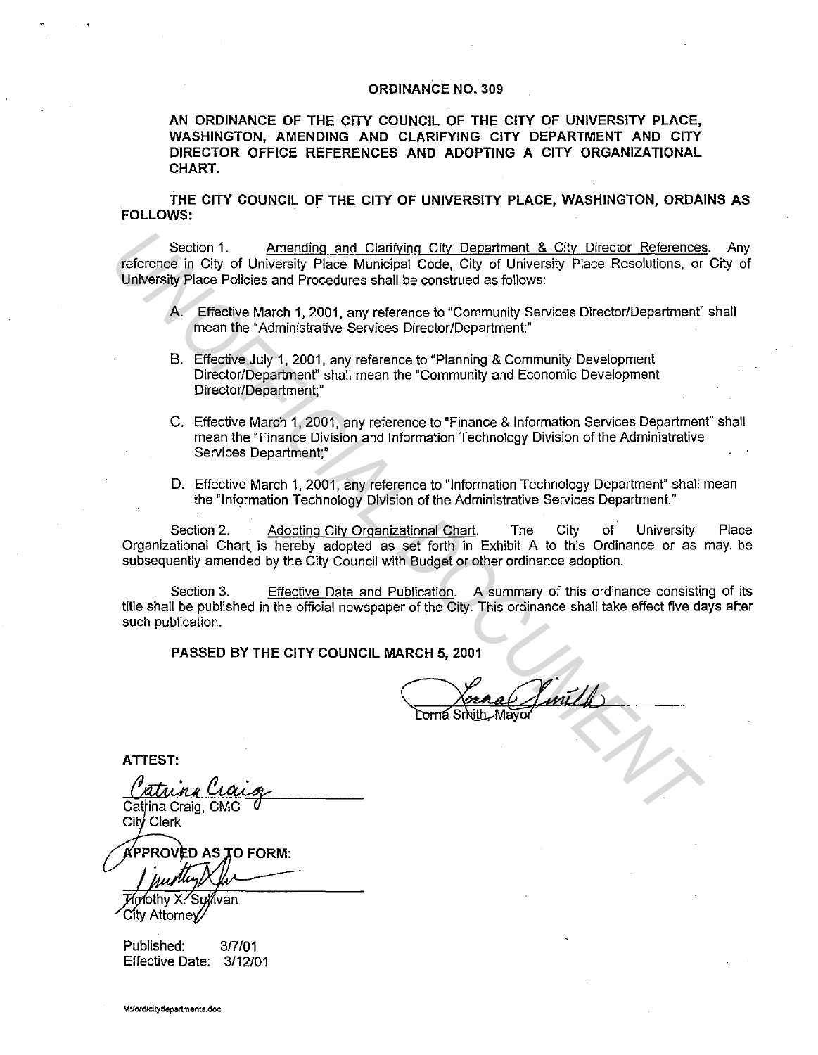# ORDINANCE NO. 309

**AN ORDINANCE OF THE CITY COUNCIL OF THE CITY OF UNIVERSITY PLACE, WASHINGTON, AMENDING AND CLARIFYING CITY DEPARTMENT AND CITY DIRECTOR OFFICE REFERENCES AND ADOPTING A CITY ORGANIZATIONAL CHART.**

**THE CITY COUNCIL OF THE CITY OF UNIVERSITY PLACE, WASHINGTON, ORDAINS AS FOLLOWS:**

Section 1. Amending and Clarifying City Department & City Director References. Any reference in City of University Place Municipal Code, City of University Place Resolutions, or City of University Place Policies and Procedures shall be construed as follows:

A. Effective March 1, 2001, any reference to "Community Services Director/Department" shall mean the "Administrative Services Director/Department;"

B. Effective July 1, 2001, any reference to "Planning & Community Development Director/Department" shall mean the "Community and Economic Development Director/Department;"

C. Effective March 1, 2001, any reference to "Finance & Information Services Department" shall mean the "Finance Division and Information Technology Division of the Administrative Services Department;"

D. Effective March 1, 2001, any reference to "Information Technology Department" shall mean the "Information Technology Division of the Administrative Services Department."

Section 2. Adopting City Organizational Chart. The City of University Place Organizational Chart is hereby adopted as set forth in Exhibit A to this Ordinance or as may be subsequently amended by the City Council with Budget or other ordinance adoption.

Section 3. Effective Date and Publication. A summary of this ordinance consisting of its title shall be published in the official newspaper of the City. This ordinance shall take effect five days after such publication.

**PASSED BY THE CITY COUNCIL MARCH 5, 2001**

Lorna Smith, Mayor

**ATTEST:**

Catrina Craig, CMC
City Clerk

**APPROVED AS TO FORM:**

Timothy X. Sullivan
City Attorney

Published: 3/7/01
Effective Date: 3/12/01

M:/ord/citydepartments.doc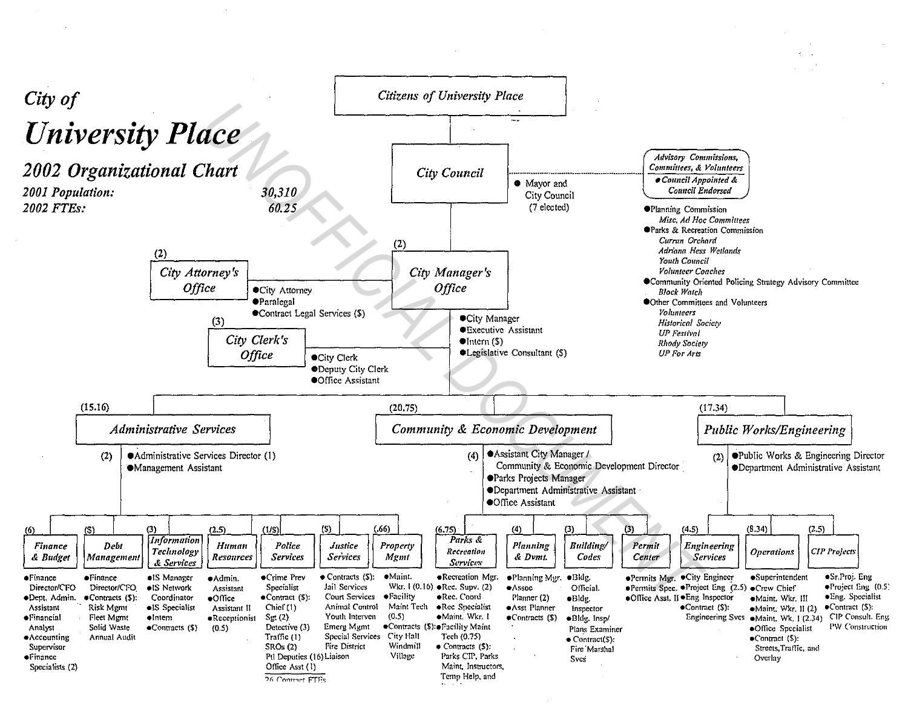# City of University Place

## 2002 Organizational Chart

**2001 Population:** 30,310
**2002 FTEs:** 60.25

UNOFFICIAL DOCUMENT

### Citizens of University Place

### City Council

- Mayor and City Council (7 elected)

#### Advisory Commissions, Committees, & Volunteers

- *Council Appointed & Council Endorsed*

- Planning Commission
  - *Misc. Ad Hoc Committees*
- Parks & Recreation Commission
  - *Curran Orchard*
  - *Adriana Hess Wetlands*
  - *Youth Council*
  - *Volunteer Coaches*
- Community Oriented Policing Strategy Advisory Committee
  - *Block Watch*
- Other Committees and Volunteers
  - *Volunteers*
  - *Historical Society*
  - *UP Festival*
  - *Rhody Society*
  - *UP For Arts*

### City Manager's Office (2)

- City Manager
- Executive Assistant
- Intern ($)
- Legislative Consultant ($)

### City Attorney's Office (2)

- City Attorney
- Paralegal
- Contract Legal Services ($)

### City Clerk's Office (3)

- City Clerk
- Deputy City Clerk
- Office Assistant

---

### Administrative Services (15.16)

(2)
- Administrative Services Director (1)
- Management Assistant

#### Finance & Budget (6)
- Finance Director/CFO
- Dept. Admin. Assistant
- Financial Analyst
- Accounting Supervisor
- Finance Specialists (2)

#### Debt Management ($)
- Finance Director/CFO
- Contracts ($): Risk Mgmt, Fleet Mgmt, Solid Waste, Annual Audit

#### Information Technology & Services (3)
- IS Manager
- IS Network Coordinator
- IS Specialist
- Intern
- Contracts ($)

#### Human Resources (2.5)
- Admin. Assistant
- Office Assistant II
- Receptionist (0.5)

#### Police Services (1/$)
- Crime Prev Specialist
- Contract ($): Chief (1), Sgt (2), Detective (3), Traffic (1), SROs (2), Ptl Deputies (16), Office Asst (1)

26 Contract FTEs

#### Justice Services ($)
- Contracts ($): Jail Services, Court Services, Animal Control, Youth Interven, Emerg Mgmt, Special Services, Fire District Liaison

#### Property Mgmt (.66)
- Maint. Wkr. I (0.16)
- Facility Maint Tech (0.5)
- Contracts ($): City Hall, Windmill Village

---

### Community & Economic Development (20.75)

(4)
- Assistant City Manager / Community & Economic Development Director
- Parks Projects Manager
- Department Administrative Assistant
- Office Assistant

#### Parks & Recreation Services (6.75)
- Recreation Mgr.
- Rec. Supv. (2)
- Rec. Coord
- Rec Specialist
- Maint. Wkr. I
- Facility Maint Tech (0.75)
- Contracts ($): Parks CIP, Parks Maint, Instructors, Temp Help, and ...

#### Planning & Dvmt. (4)
- Planning Mgr.
- Assoc Planner (2)
- Asst Planner
- Contracts ($)

#### Building/Codes (3)
- Bldg. Official.
- Bldg. Inspector
- Bldg. Insp/Plans Examiner
- Contract($): Fire Marshal Svcs

#### Permit Center (3)
- Permits Mgr.
- Permits Spec.
- Office Asst. II

---

### Public Works/Engineering (17.34)

(2)
- Public Works & Engineering Director
- Department Administrative Assistant

#### Engineering Services (4.5)
- City Engineer
- Project Eng (2.5)
- Eng Inspector
- Contract ($): Engineering Svcs

#### Operations (8.34)
- Superintendent
- Crew Chief
- Maint. Wkr. III
- Maint. Wkr. II (2)
- Maint. Wk. I (2.34)
- Office Specialist
- Contract ($): Streets, Traffic, and Overlay

#### CIP Projects (2.5)
- Sr. Proj. Eng
- Project Eng (0.5)
- Eng. Specialist
- Contract ($): CIP Consult. Eng, PW Construction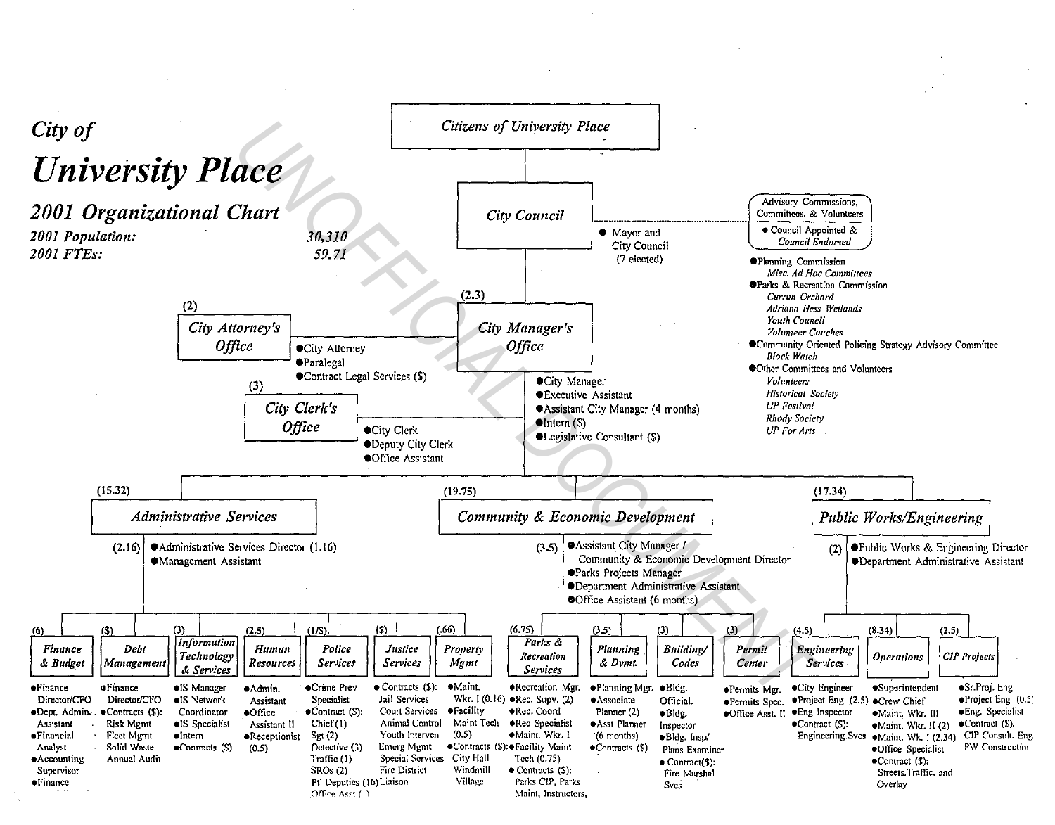# *City of University Place*

## *2001 Organizational Chart*

***2001 Population:*** *30,310*
***2001 FTEs:*** *59.71*

UNOFFICIAL DOCUMENT

*Citizens of University Place*

*City Council*
- Mayor and City Council (7 elected)

Advisory Commissions, Committees, & Volunteers
- Council Appointed & *Council Endorsed*

- Planning Commission
  - *Misc. Ad Hoc Committees*
- Parks & Recreation Commission
  - *Curran Orchard*
  - *Adriana Hess Wetlands*
  - *Youth Council*
  - *Volunteer Coaches*
- Community Oriented Policing Strategy Advisory Committee
  - *Block Watch*
- Other Committees and Volunteers
  - *Volunteers*
  - *Historical Society*
  - *UP Festival*
  - *Rhody Society*
  - *UP For Arts*

(2.3) *City Manager's Office*
- City Manager
- Executive Assistant
- Assistant City Manager (4 months)
- Intern ($)
- Legislative Consultant ($)

(2) *City Attorney's Office*
- City Attorney
- Paralegal
- Contract Legal Services ($)

(3) *City Clerk's Office*
- City Clerk
- Deputy City Clerk
- Office Assistant

### (15.32) *Administrative Services*

(2.16)
- Administrative Services Director (1.16)
- Management Assistant

(6) *Finance & Budget*
- Finance Director/CFO
- Dept. Admin. Assistant
- Financial Analyst
- Accounting Supervisor
- Finance

($) *Debt Management*
- Finance Director/CFO
- Contracts ($): Risk Mgmt, Fleet Mgmt, Solid Waste, Annual Audit

(3) *Information Technology & Services*
- IS Manager
- IS Network Coordinator
- IS Specialist
- Intern
- Contracts ($)

(2.5) *Human Resources*
- Admin. Assistant
- Office Assistant II
- Receptionist (0.5)

(1/$) *Police Services*
- Crime Prev Specialist
- Contract ($): Chief (1), Sgt (2), Detective (3), Traffic (1), SROs (2), Ptl Deputies (16), Office Asst (1)

($) *Justice Services*
- Contracts ($): Jail Services, Court Services, Animal Control, Youth Interven, Emerg Mgmt, Special Services, Fire District Liaison

(.66) *Property Mgmt*
- Maint. Wkr. I (0.16)
- Facility Maint Tech (0.5)
- Contracts ($): City Hall, Windmill Village

### (19.75) *Community & Economic Development*

(3.5)
- Assistant City Manager / Community & Economic Development Director
- Parks Projects Manager
- Department Administrative Assistant
- Office Assistant (6 months)

(6.75) *Parks & Recreation Services*
- Recreation Mgr.
- Rec. Supv. (2)
- Rec. Coord
- Rec Specialist
- Maint. Wkr. I
- Facility Maint Tech (0.75)
- Contracts ($): Parks CIP, Parks Maint, Instructors,

(3.5) *Planning & Dvmt.*
- Planning Mgr.
- Associate Planner (2)
- Asst Planner (6 months)
- Contracts ($)

(3) *Building/Codes*
- Bldg. Official.
- Bldg. Inspector
- Bldg. Insp/ Plans Examiner
- Contract($): Fire Marshal Svcs

(3) *Permit Center*
- Permits Mgr.
- Permits Spec.
- Office Asst. II

### (17.34) *Public Works/Engineering*

(2)
- Public Works & Engineering Director
- Department Administrative Assistant

(4.5) *Engineering Services*
- City Engineer
- Project Eng (2.5)
- Eng Inspector
- Contract ($): Engineering Svcs

(8.34) *Operations*
- Superintendent
- Crew Chief
- Maint. Wkr. III
- Maint. Wkr. II (2)
- Maint. Wk. I (2.34)
- Office Specialist
- Contract ($): Streets, Traffic, and Overlay

(2.5) *CIP Projects*
- Sr. Proj. Eng
- Project Eng (0.5)
- Eng. Specialist
- Contract ($): CIP Consult. Eng, PW Construction